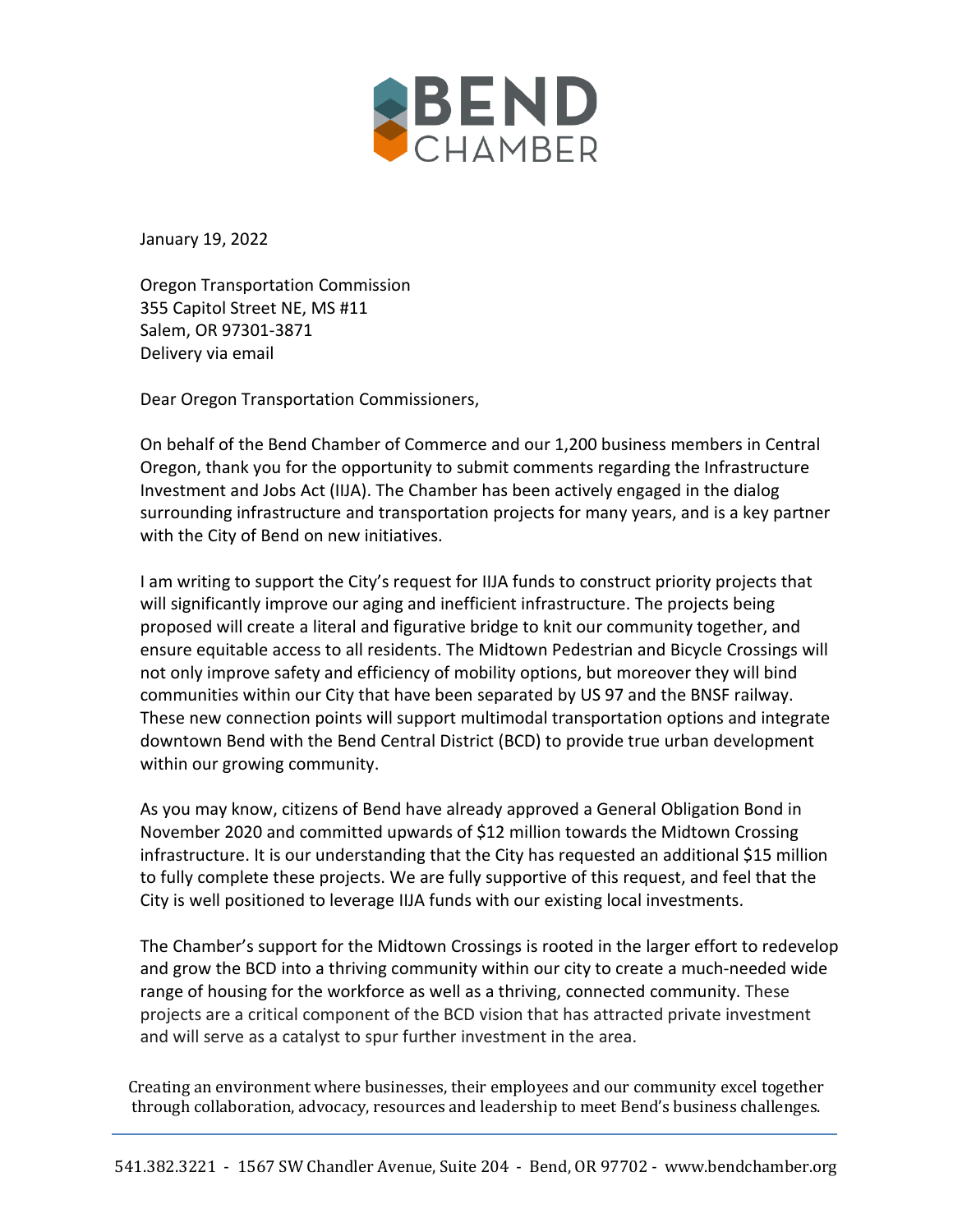BEND CHAMBER

January 19, 2022

Oregon Transportation Commission
355 Capitol Street NE, MS #11
Salem, OR 97301-3871
Delivery via email

Dear Oregon Transportation Commissioners,

On behalf of the Bend Chamber of Commerce and our 1,200 business members in Central Oregon, thank you for the opportunity to submit comments regarding the Infrastructure Investment and Jobs Act (IIJA). The Chamber has been actively engaged in the dialog surrounding infrastructure and transportation projects for many years, and is a key partner with the City of Bend on new initiatives.

I am writing to support the City's request for IIJA funds to construct priority projects that will significantly improve our aging and inefficient infrastructure. The projects being proposed will create a literal and figurative bridge to knit our community together, and ensure equitable access to all residents. The Midtown Pedestrian and Bicycle Crossings will not only improve safety and efficiency of mobility options, but moreover they will bind communities within our City that have been separated by US 97 and the BNSF railway. These new connection points will support multimodal transportation options and integrate downtown Bend with the Bend Central District (BCD) to provide true urban development within our growing community.

As you may know, citizens of Bend have already approved a General Obligation Bond in November 2020 and committed upwards of $12 million towards the Midtown Crossing infrastructure. It is our understanding that the City has requested an additional $15 million to fully complete these projects. We are fully supportive of this request, and feel that the City is well positioned to leverage IIJA funds with our existing local investments.

The Chamber's support for the Midtown Crossings is rooted in the larger effort to redevelop and grow the BCD into a thriving community within our city to create a much-needed wide range of housing for the workforce as well as a thriving, connected community. These projects are a critical component of the BCD vision that has attracted private investment and will serve as a catalyst to spur further investment in the area.

Creating an environment where businesses, their employees and our community excel together through collaboration, advocacy, resources and leadership to meet Bend's business challenges.

541.382.3221 - 1567 SW Chandler Avenue, Suite 204 - Bend, OR 97702 - www.bendchamber.org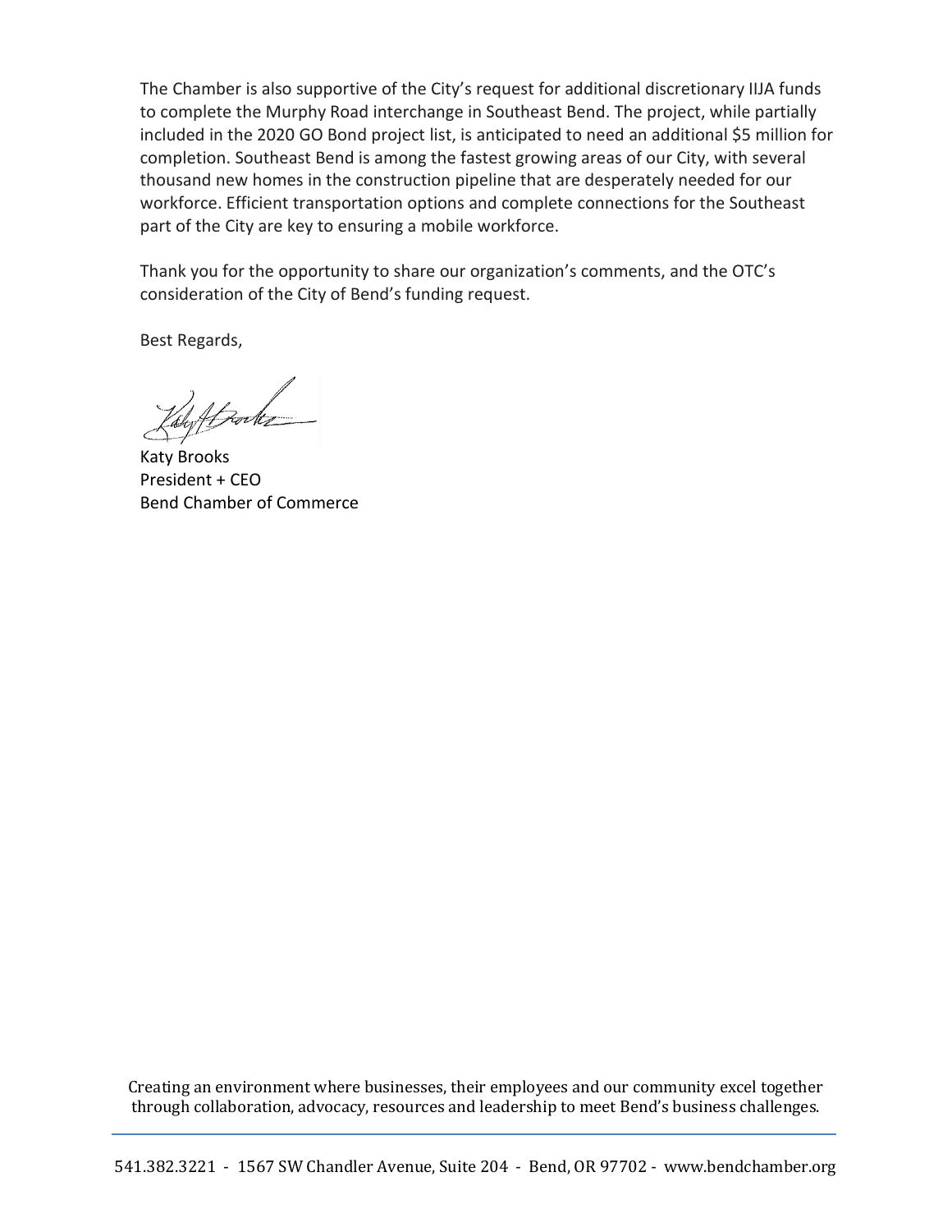The Chamber is also supportive of the City's request for additional discretionary IIJA funds to complete the Murphy Road interchange in Southeast Bend. The project, while partially included in the 2020 GO Bond project list, is anticipated to need an additional $5 million for completion. Southeast Bend is among the fastest growing areas of our City, with several thousand new homes in the construction pipeline that are desperately needed for our workforce. Efficient transportation options and complete connections for the Southeast part of the City are key to ensuring a mobile workforce.

Thank you for the opportunity to share our organization's comments, and the OTC's consideration of the City of Bend's funding request.

Best Regards,

Katy Brooks
President + CEO
Bend Chamber of Commerce

Creating an environment where businesses, their employees and our community excel together through collaboration, advocacy, resources and leadership to meet Bend's business challenges.

541.382.3221 - 1567 SW Chandler Avenue, Suite 204 - Bend, OR 97702 - www.bendchamber.org